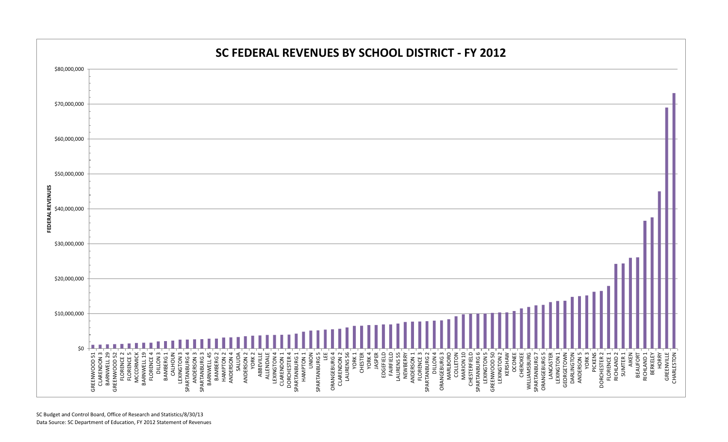# SC FEDERAL REVENUES BY SCHOOL DISTRICT - FY 2012

FEDERAL REVENUES

$80,000,000
$70,000,000
$60,000,000
$50,000,000
$40,000,000
$30,000,000
$20,000,000
$10,000,000
$0

GREENWOOD 51, CLARENDON 3, BARNWELL 29, GREENWOOD 52, FLORENCE 2, FLORENCE 5, MCCORMICK, BARNWELL 19, FLORENCE 4, DILLON 3, BAMBERG 1, CALHOUN, LEXINGTON 3, SPARTANBURG 4, ANDERSON 3, SPARTANBURG 3, BARNWELL 45, BAMBERG 2, HAMPTON 2, ANDERSON 4, SALUDA, ANDERSON 2, YORK 2, ABBEVILLE, ALLENDALE, LEXINGTON 4, CLARENDON 1, DORCHESTER 4, SPARTANBURG 1, HAMPTON 1, UNION, SPARTANBURG 5, LEE, ORANGEBURG 4, CLARENDON 2, LAURENS 56, YORK 1, CHESTER, YORK 4, JASPER, EDGEFIELD, FAIRFIELD, LAURENS 55, NEWBERRY, ANDERSON 1, FLORENCE 3, SPARTANBURG 2, DILLON 4, ORANGEBURG 3, MARLBORO, COLLETON, MARION 10, CHESTERFIELD, SPARTANBURG 6, LEXINGTON 5, GREENWOOD 50, LEXINGTON 2, KERSHAW, OCONEE, CHEROKEE, WILLIAMSBURG, SPARTANBURG 7, ORANGEBURG 5, LANCASTER, LEXINGTON 1, GEORGETOWN, DARLINGTON, ANDERSON 5, YORK 3, PICKENS, DORCHESTER 2, FLORENCE 1, RICHLAND 2, SUMTER 1, AIKEN, BEAUFORT, RICHLAND 1, BERKELEY, HORRY, GREENVILLE, CHARLESTON

SC Budget and Control Board, Office of Research and Statistics/8/30/13

Data Source: SC Department of Education, FY 2012 Statement of Revenues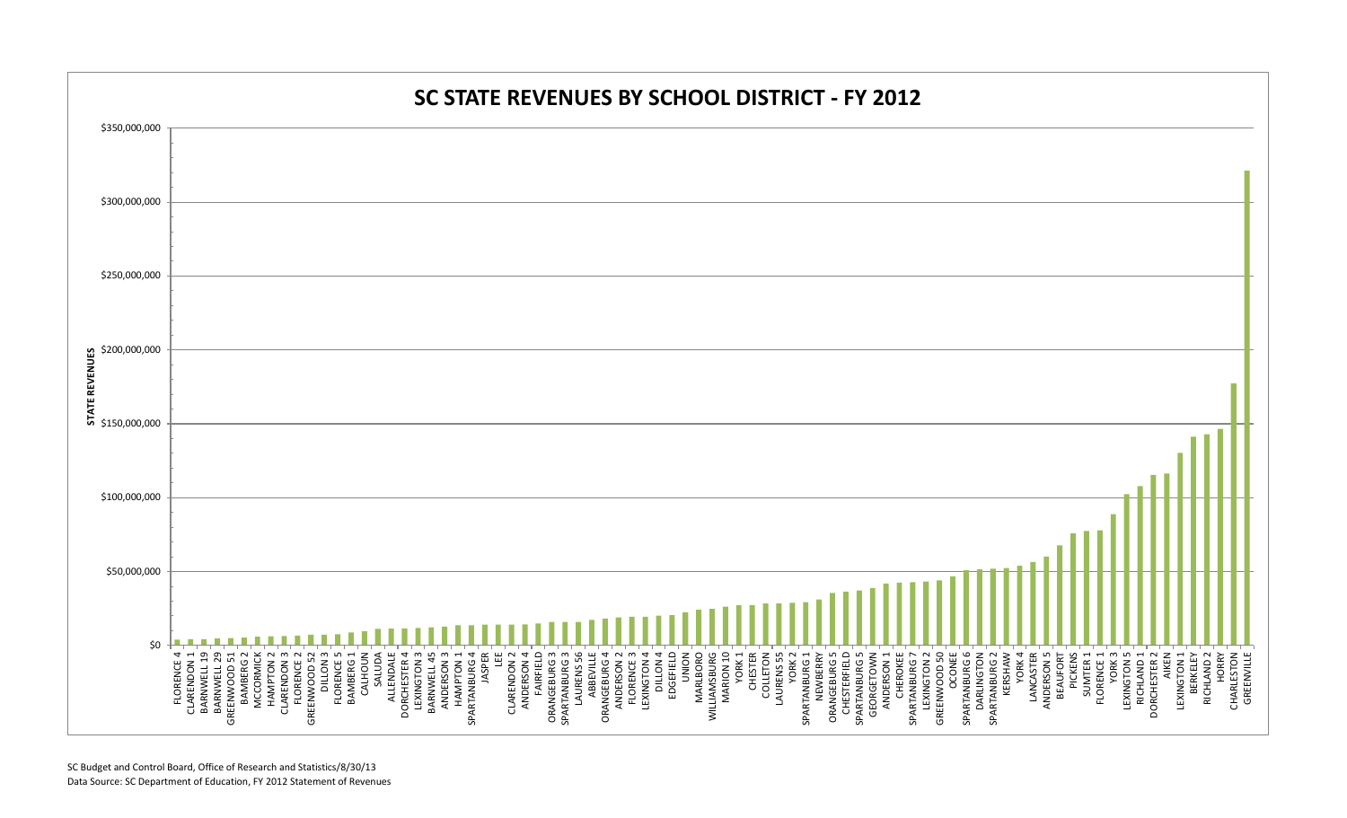# SC STATE REVENUES BY SCHOOL DISTRICT - FY 2012

STATE REVENUES

$350,000,000
$300,000,000
$250,000,000
$200,000,000
$150,000,000
$100,000,000
$50,000,000
$0

FLORENCE 4, CLARENDON 1, BARNWELL 19, BARNWELL 29, GREENWOOD 51, BAMBERG 2, MCCORMICK, HAMPTON 2, CLARENDON 3, FLORENCE 2, GREENWOOD 52, DILLON 3, FLORENCE 5, BAMBERG 1, CALHOUN, SALUDA, ALLENDALE, DORCHESTER 4, LEXINGTON 3, BARNWELL 45, ANDERSON 3, HAMPTON 1, SPARTANBURG 4, JASPER, LEE, CLARENDON 2, ANDERSON 4, FAIRFIELD, ORANGEBURG 3, SPARTANBURG 3, LAURENS 56, ABBEVILLE, ORANGEBURG 4, ANDERSON 2, FLORENCE 3, LEXINGTON 4, DILLON 4, EDGEFIELD, UNION, MARLBORO, WILLIAMSBURG, MARION 10, YORK 1, CHESTER, COLLETON, LAURENS 55, YORK 2, SPARTANBURG 1, NEWBERRY, ORANGEBURG 5, CHESTERFIELD, SPARTANBURG 5, GEORGETOWN, ANDERSON 1, CHEROKEE, SPARTANBURG 7, LEXINGTON 2, GREENWOOD 50, OCONEE, SPARTANBURG 6, DARLINGTON, SPARTANBURG 2, KERSHAW, YORK 4, LANCASTER, ANDERSON 5, BEAUFORT, PICKENS, SUMTER 1, FLORENCE 1, YORK 3, LEXINGTON 5, RICHLAND 1, DORCHESTER 2, AIKEN, LEXINGTON 1, BERKELEY, RICHLAND 2, HORRY, CHARLESTON, GREENVILLE

SC Budget and Control Board, Office of Research and Statistics/8/30/13

Data Source: SC Department of Education, FY 2012 Statement of Revenues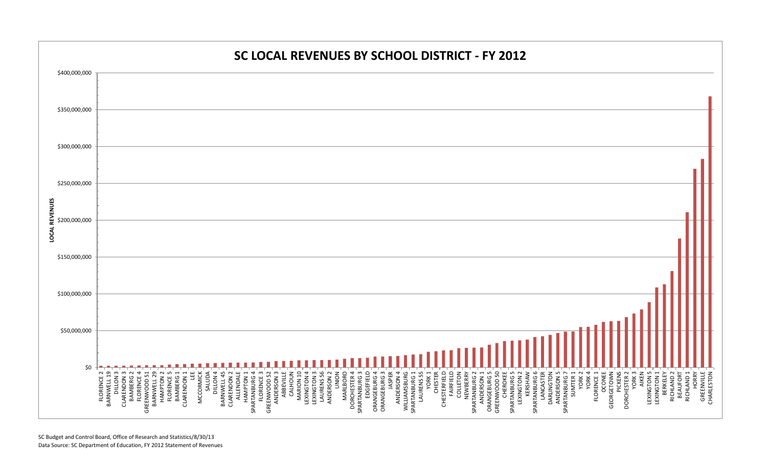# SC LOCAL REVENUES BY SCHOOL DISTRICT - FY 2012

LOCAL REVENUES

$400,000,000
$350,000,000
$300,000,000
$250,000,000
$200,000,000
$150,000,000
$100,000,000
$50,000,000
$0

FLORENCE 2, BARNWELL 19, DILLON 3, CLARENDON 3, BAMBERG 2, FLORENCE 4, GREENWOOD 51, BARNWELL 29, HAMPTON 2, FLORENCE 5, BAMBERG 1, CLARENDON 1, LEE, MCCORMICK, SALUDA, DILLON 4, BARNWELL 45, CLARENDON 2, ALLENDALE, HAMPTON 1, SPARTANBURG 4, FLORENCE 3, GREENWOOD 52, ANDERSON 3, ABBEVILLE, CALHOUN, MARION 10, LEXINGTON 4, LEXINGTON 3, LAURENS 56, ANDERSON 2, UNION, MARLBORO, DORCHESTER 4, SPARTANBURG 3, EDGEFIELD, ORANGEBURG 4, ORANGEBURG 3, JASPER, ANDERSON 4, WILLIAMSBURG, SPARTANBURG 1, LAURENS 55, YORK 1, CHESTER, CHESTERFIELD, FAIRFIELD, COLLETON, NEWBERRY, SPARTANBURG 2, ANDERSON 1, ORANGEBURG 5, GREENWOOD 50, CHEROKEE, SPARTANBURG 5, LEXINGTON 2, KERSHAW, SPARTANBURG 6, LANCASTER, DARLINGTON, ANDERSON 5, SPARTANBURG 7, SUMTER 1, YORK 2, YORK 4, FLORENCE 1, OCONEE, GEORGETOWN, PICKENS, DORCHESTER 2, YORK 3, AIKEN, LEXINGTON 5, LEXINGTON 1, BERKELEY, RICHLAND 2, BEAUFORT, RICHLAND 1, HORRY, GREENVILLE, CHARLESTON

SC Budget and Control Board, Office of Research and Statistics/8/30/13

Data Source: SC Department of Education, FY 2012 Statement of Revenues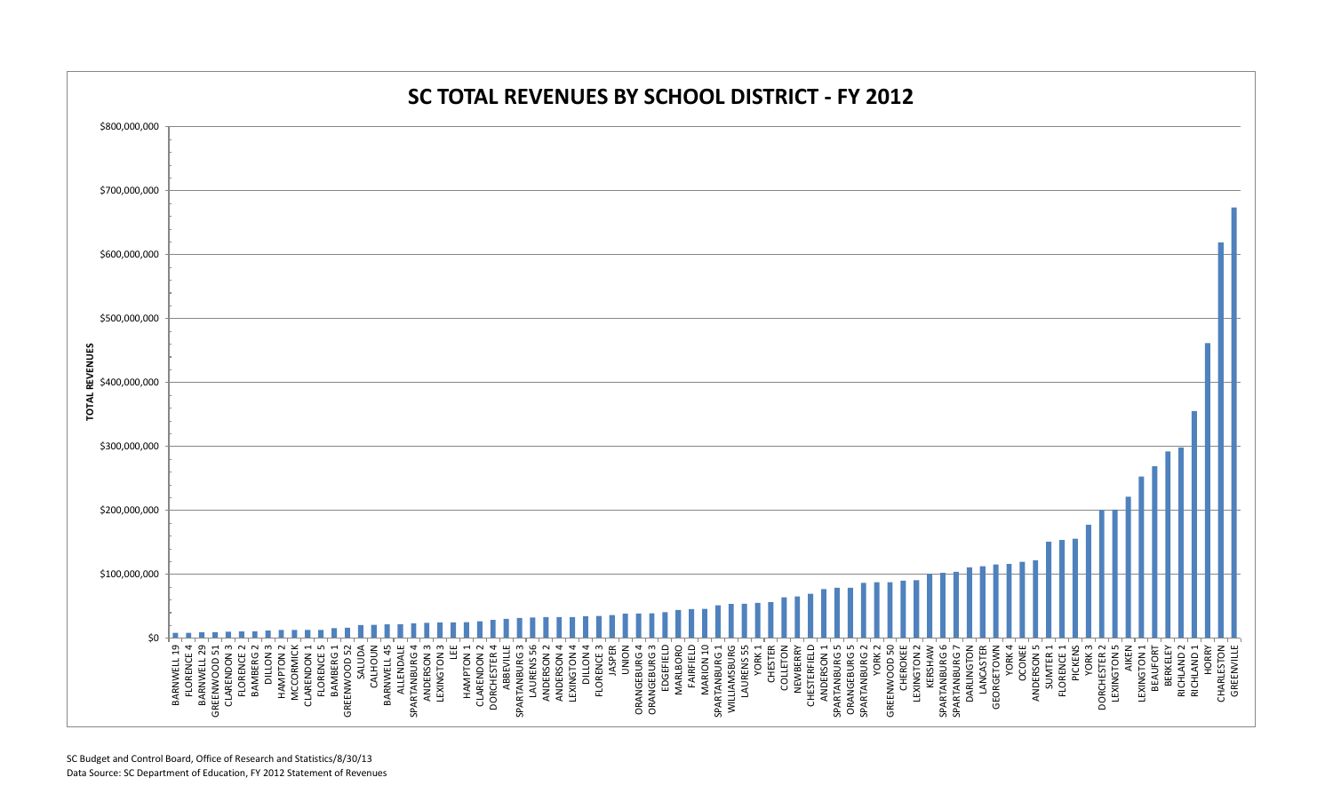# SC TOTAL REVENUES BY SCHOOL DISTRICT - FY 2012

TOTAL REVENUES

$800,000,000
$700,000,000
$600,000,000
$500,000,000
$400,000,000
$300,000,000
$200,000,000
$100,000,000
$0

BARNWELL 19
FLORENCE 4
BARNWELL 29
GREENWOOD 51
CLARENDON 3
FLORENCE 2
BAMBERG 2
DILLON 3
HAMPTON 2
MCCORMICK
CLARENDON 1
FLORENCE 5
BAMBERG 1
GREENWOOD 52
SALUDA
CALHOUN
BARNWELL 45
ALLENDALE
SPARTANBURG 4
ANDERSON 3
LEXINGTON 3
LEE
HAMPTON 1
CLARENDON 2
DORCHESTER 4
ABBEVILLE
SPARTANBURG 3
LAURENS 56
ANDERSON 2
ANDERSON 4
LEXINGTON 4
DILLON 4
FLORENCE 3
JASPER
UNION
ORANGEBURG 4
ORANGEBURG 3
EDGEFIELD
MARLBORO
FAIRFIELD
MARION 10
SPARTANBURG 1
WILLIAMSBURG
LAURENS 55
YORK 1
CHESTER
COLLETON
NEWBERRY
CHESTERFIELD
ANDERSON 1
SPARTANBURG 5
ORANGEBURG 5
SPARTANBURG 2
YORK 2
GREENWOOD 50
CHEROKEE
LEXINGTON 2
KERSHAW
SPARTANBURG 6
SPARTANBURG 7
DARLINGTON
LANCASTER
GEORGETOWN
YORK 4
OCONEE
ANDERSON 5
SUMTER 1
FLORENCE 1
PICKENS
YORK 3
DORCHESTER 2
LEXINGTON 5
AIKEN
LEXINGTON 1
BEAUFORT
BERKELEY
RICHLAND 2
RICHLAND 1
HORRY
CHARLESTON
GREENVILLE

SC Budget and Control Board, Office of Research and Statistics/8/30/13

Data Source: SC Department of Education, FY 2012 Statement of Revenues